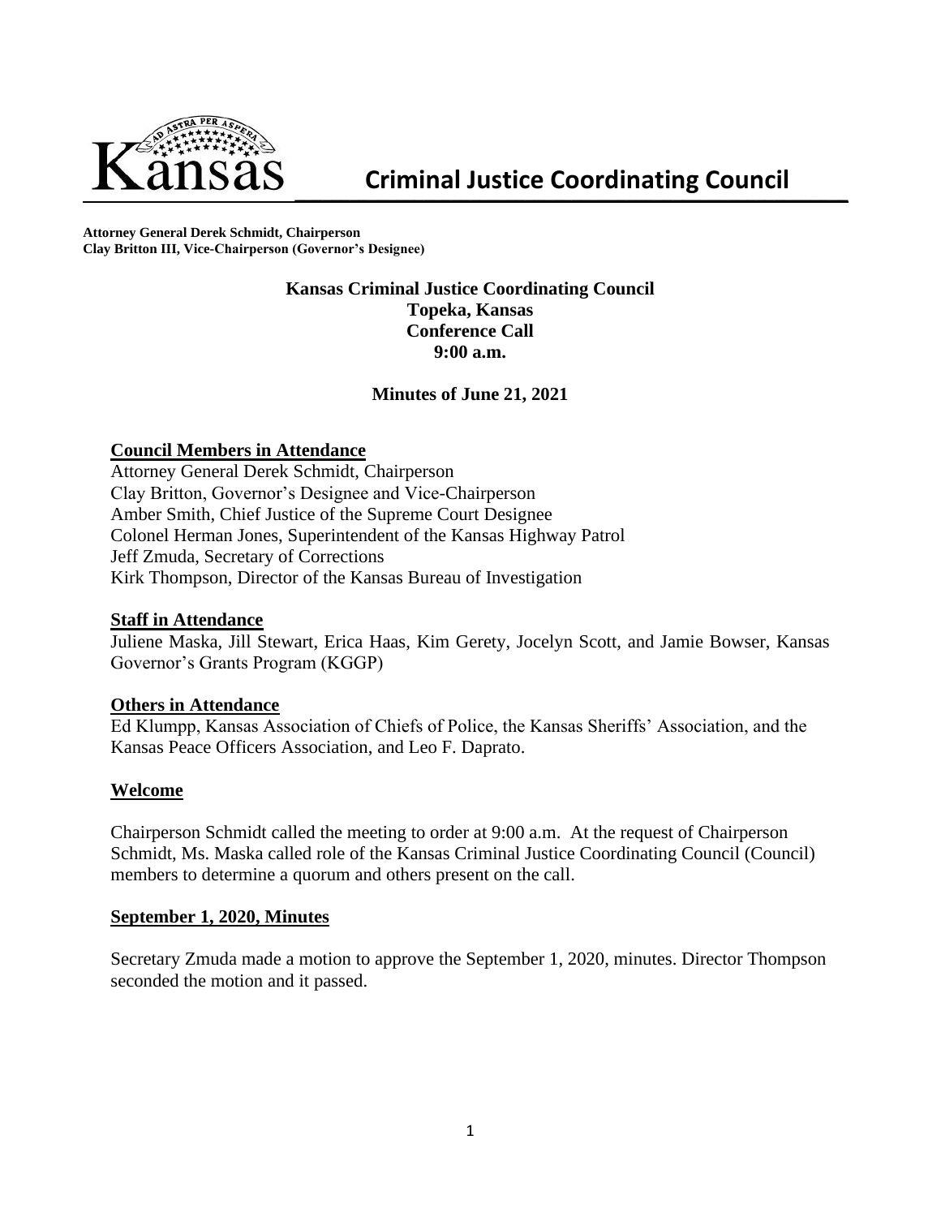# Criminal Justice Coordinating Council

**Attorney General Derek Schmidt, Chairperson**
**Clay Britton III, Vice-Chairperson (Governor's Designee)**

**Kansas Criminal Justice Coordinating Council**
**Topeka, Kansas**
**Conference Call**
**9:00 a.m.**

**Minutes of June 21, 2021**

## Council Members in Attendance

Attorney General Derek Schmidt, Chairperson
Clay Britton, Governor's Designee and Vice-Chairperson
Amber Smith, Chief Justice of the Supreme Court Designee
Colonel Herman Jones, Superintendent of the Kansas Highway Patrol
Jeff Zmuda, Secretary of Corrections
Kirk Thompson, Director of the Kansas Bureau of Investigation

## Staff in Attendance

Juliene Maska, Jill Stewart, Erica Haas, Kim Gerety, Jocelyn Scott, and Jamie Bowser, Kansas Governor's Grants Program (KGGP)

## Others in Attendance

Ed Klumpp, Kansas Association of Chiefs of Police, the Kansas Sheriffs' Association, and the Kansas Peace Officers Association, and Leo F. Daprato.

## Welcome

Chairperson Schmidt called the meeting to order at 9:00 a.m. At the request of Chairperson Schmidt, Ms. Maska called role of the Kansas Criminal Justice Coordinating Council (Council) members to determine a quorum and others present on the call.

## September 1, 2020, Minutes

Secretary Zmuda made a motion to approve the September 1, 2020, minutes. Director Thompson seconded the motion and it passed.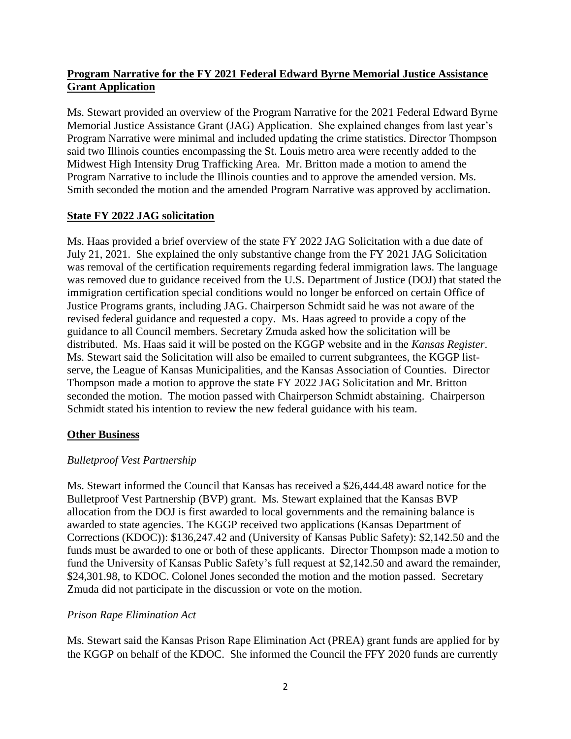## **Program Narrative for the FY 2021 Federal Edward Byrne Memorial Justice Assistance Grant Application**

Ms. Stewart provided an overview of the Program Narrative for the 2021 Federal Edward Byrne Memorial Justice Assistance Grant (JAG) Application. She explained changes from last year's Program Narrative were minimal and included updating the crime statistics. Director Thompson said two Illinois counties encompassing the St. Louis metro area were recently added to the Midwest High Intensity Drug Trafficking Area. Mr. Britton made a motion to amend the Program Narrative to include the Illinois counties and to approve the amended version. Ms. Smith seconded the motion and the amended Program Narrative was approved by acclimation.

## **State FY 2022 JAG solicitation**

Ms. Haas provided a brief overview of the state FY 2022 JAG Solicitation with a due date of July 21, 2021. She explained the only substantive change from the FY 2021 JAG Solicitation was removal of the certification requirements regarding federal immigration laws. The language was removed due to guidance received from the U.S. Department of Justice (DOJ) that stated the immigration certification special conditions would no longer be enforced on certain Office of Justice Programs grants, including JAG. Chairperson Schmidt said he was not aware of the revised federal guidance and requested a copy. Ms. Haas agreed to provide a copy of the guidance to all Council members. Secretary Zmuda asked how the solicitation will be distributed. Ms. Haas said it will be posted on the KGGP website and in the *Kansas Register*. Ms. Stewart said the Solicitation will also be emailed to current subgrantees, the KGGP list-serve, the League of Kansas Municipalities, and the Kansas Association of Counties. Director Thompson made a motion to approve the state FY 2022 JAG Solicitation and Mr. Britton seconded the motion. The motion passed with Chairperson Schmidt abstaining. Chairperson Schmidt stated his intention to review the new federal guidance with his team.

## **Other Business**

### *Bulletproof Vest Partnership*

Ms. Stewart informed the Council that Kansas has received a $26,444.48 award notice for the Bulletproof Vest Partnership (BVP) grant. Ms. Stewart explained that the Kansas BVP allocation from the DOJ is first awarded to local governments and the remaining balance is awarded to state agencies. The KGGP received two applications (Kansas Department of Corrections (KDOC)): $136,247.42 and (University of Kansas Public Safety): $2,142.50 and the funds must be awarded to one or both of these applicants. Director Thompson made a motion to fund the University of Kansas Public Safety's full request at $2,142.50 and award the remainder, $24,301.98, to KDOC. Colonel Jones seconded the motion and the motion passed. Secretary Zmuda did not participate in the discussion or vote on the motion.

### *Prison Rape Elimination Act*

Ms. Stewart said the Kansas Prison Rape Elimination Act (PREA) grant funds are applied for by the KGGP on behalf of the KDOC. She informed the Council the FFY 2020 funds are currently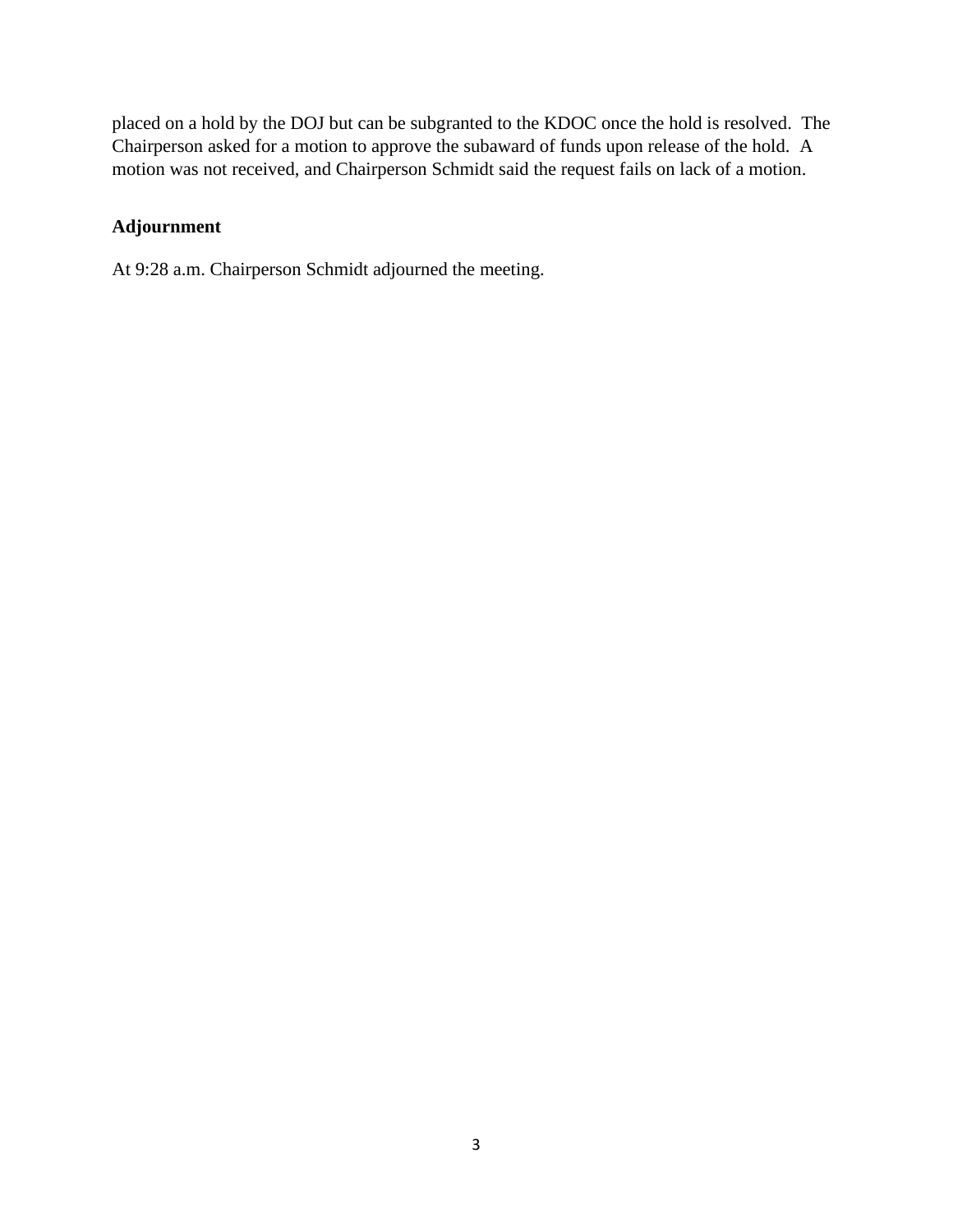placed on a hold by the DOJ but can be subgranted to the KDOC once the hold is resolved. The Chairperson asked for a motion to approve the subaward of funds upon release of the hold. A motion was not received, and Chairperson Schmidt said the request fails on lack of a motion.

**Adjournment**

At 9:28 a.m. Chairperson Schmidt adjourned the meeting.